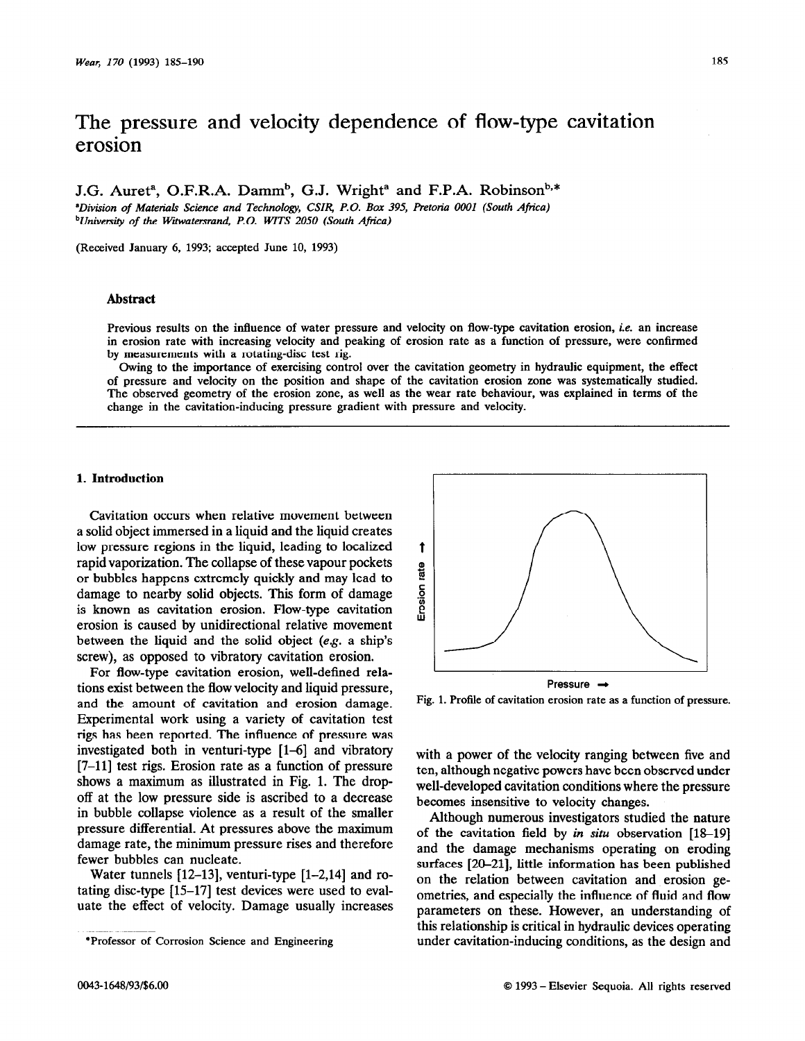# The pressure and velocity dependence of flow-type cavitation erosion

J.G. Auret[a], O.F.R.A. Damm[b], G.J. Wright[a] and F.P.A. Robinson[b,*]

[a]*Division of Materials Science and Technology, CSIR, P.O. Box 395, Pretoria 0001 (South Africa)*
[b]*University of the Witwatersrand, P.O. WITS 2050 (South Africa)*

(Received January 6, 1993; accepted June 10, 1993)

### Abstract

Previous results on the influence of water pressure and velocity on flow-type cavitation erosion, *i.e.* an increase in erosion rate with increasing velocity and peaking of erosion rate as a function of pressure, were confirmed by measurements with a rotating-disc test rig.

Owing to the importance of exercising control over the cavitation geometry in hydraulic equipment, the effect of pressure and velocity on the position and shape of the cavitation erosion zone was systematically studied. The observed geometry of the erosion zone, as well as the wear rate behaviour, was explained in terms of the change in the cavitation-inducing pressure gradient with pressure and velocity.

## 1. Introduction

Cavitation occurs when relative movement between a solid object immersed in a liquid and the liquid creates low pressure regions in the liquid, leading to localized rapid vaporization. The collapse of these vapour pockets or bubbles happens extremely quickly and may lead to damage to nearby solid objects. This form of damage is known as cavitation erosion. Flow-type cavitation erosion is caused by unidirectional relative movement between the liquid and the solid object (*e.g.* a ship's screw), as opposed to vibratory cavitation erosion.

For flow-type cavitation erosion, well-defined relations exist between the flow velocity and liquid pressure, and the amount of cavitation and erosion damage. Experimental work using a variety of cavitation test rigs has been reported. The influence of pressure was investigated both in venturi-type [1–6] and vibratory [7–11] test rigs. Erosion rate as a function of pressure shows a maximum as illustrated in Fig. 1. The drop-off at the low pressure side is ascribed to a decrease in bubble collapse violence as a result of the smaller pressure differential. At pressures above the maximum damage rate, the minimum pressure rises and therefore fewer bubbles can nucleate.

Water tunnels [12–13], venturi-type [1–2,14] and rotating disc-type [15–17] test devices were used to evaluate the effect of velocity. Damage usually increases with a power of the velocity ranging between five and ten, although negative powers have been observed under well-developed cavitation conditions where the pressure becomes insensitive to velocity changes.

Fig. 1. Profile of cavitation erosion rate as a function of pressure.

Although numerous investigators studied the nature of the cavitation field by *in situ* observation [18–19] and the damage mechanisms operating on eroding surfaces [20–21], little information has been published on the relation between cavitation and erosion geometries, and especially the influence of fluid and flow parameters on these. However, an understanding of this relationship is critical in hydraulic devices operating under cavitation-inducing conditions, as the design and

*Professor of Corrosion Science and Engineering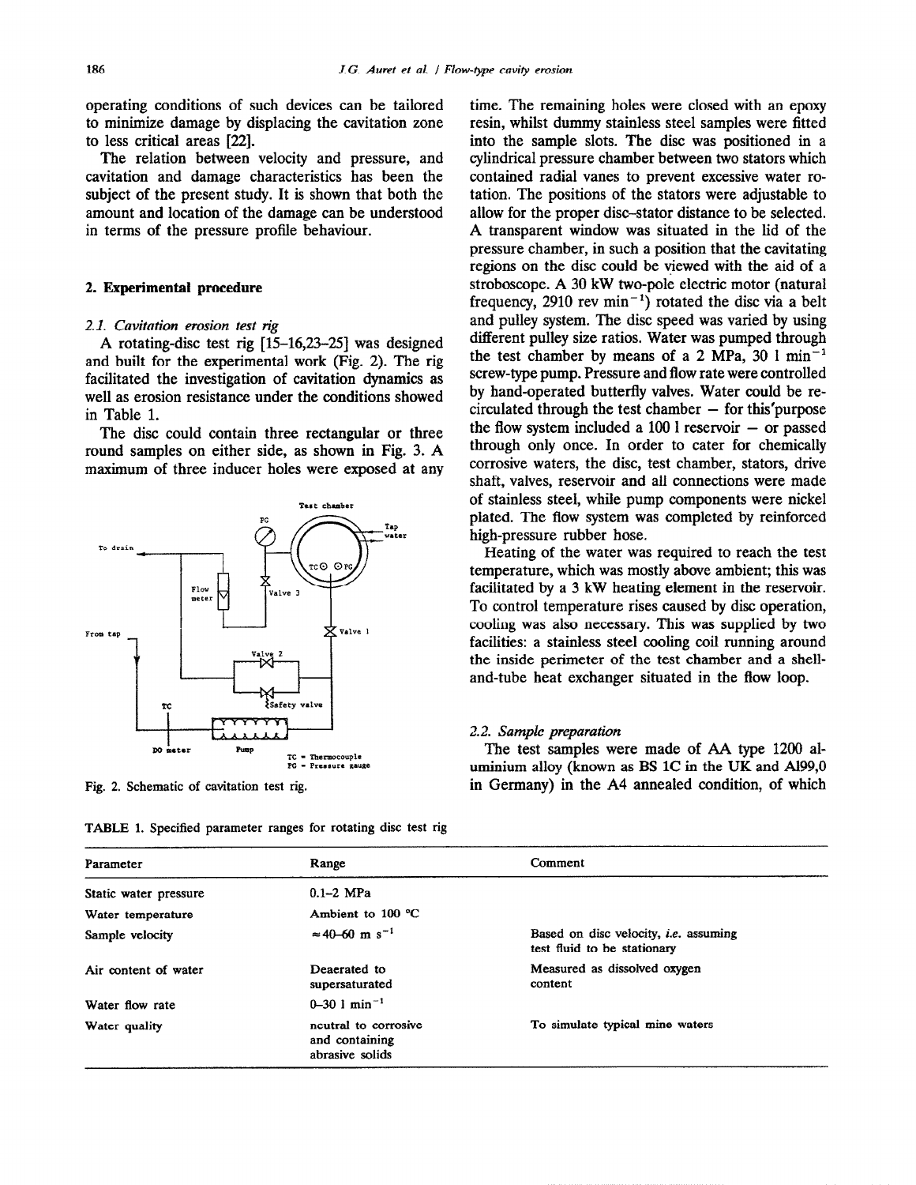operating conditions of such devices can be tailored to minimize damage by displacing the cavitation zone to less critical areas [22].

The relation between velocity and pressure, and cavitation and damage characteristics has been the subject of the present study. It is shown that both the amount and location of the damage can be understood in terms of the pressure profile behaviour.

## 2. Experimental procedure

### 2.1. Cavitation erosion test rig

A rotating-disc test rig [15–16,23–25] was designed and built for the experimental work (Fig. 2). The rig facilitated the investigation of cavitation dynamics as well as erosion resistance under the conditions showed in Table 1.

The disc could contain three rectangular or three round samples on either side, as shown in Fig. 3. A maximum of three inducer holes were exposed at any time. The remaining holes were closed with an epoxy resin, whilst dummy stainless steel samples were fitted into the sample slots. The disc was positioned in a cylindrical pressure chamber between two stators which contained radial vanes to prevent excessive water rotation. The positions of the stators were adjustable to allow for the proper disc–stator distance to be selected. A transparent window was situated in the lid of the pressure chamber, in such a position that the cavitating regions on the disc could be viewed with the aid of a stroboscope. A 30 kW two-pole electric motor (natural frequency, 2910 rev min$^{-1}$) rotated the disc via a belt and pulley system. The disc speed was varied by using different pulley size ratios. Water was pumped through the test chamber by means of a 2 MPa, 30 l min$^{-1}$ screw-type pump. Pressure and flow rate were controlled by hand-operated butterfly valves. Water could be recirculated through the test chamber – for this purpose the flow system included a 100 l reservoir – or passed through only once. In order to cater for chemically corrosive waters, the disc, test chamber, stators, drive shaft, valves, reservoir and all connections were made of stainless steel, while pump components were nickel plated. The flow system was completed by reinforced high-pressure rubber hose.

Heating of the water was required to reach the test temperature, which was mostly above ambient; this was facilitated by a 3 kW heating element in the reservoir. To control temperature rises caused by disc operation, cooling was also necessary. This was supplied by two facilities: a stainless steel cooling coil running around the inside perimeter of the test chamber and a shell-and-tube heat exchanger situated in the flow loop.

Fig. 2. Schematic of cavitation test rig.

### 2.2. Sample preparation

The test samples were made of AA type 1200 aluminium alloy (known as BS 1C in the UK and Al99,0 in Germany) in the A4 annealed condition, of which

TABLE 1. Specified parameter ranges for rotating disc test rig

| Parameter | Range | Comment |
| --- | --- | --- |
| Static water pressure | 0.1–2 MPa | |
| Water temperature | Ambient to 100 °C | |
| Sample velocity | ≈ 40–60 m s$^{-1}$ | Based on disc velocity, *i.e.* assuming test fluid to be stationary |
| Air content of water | Deaerated to supersaturated | Measured as dissolved oxygen content |
| Water flow rate | 0–30 l min$^{-1}$ | |
| Water quality | neutral to corrosive and containing abrasive solids | To simulate typical mine waters |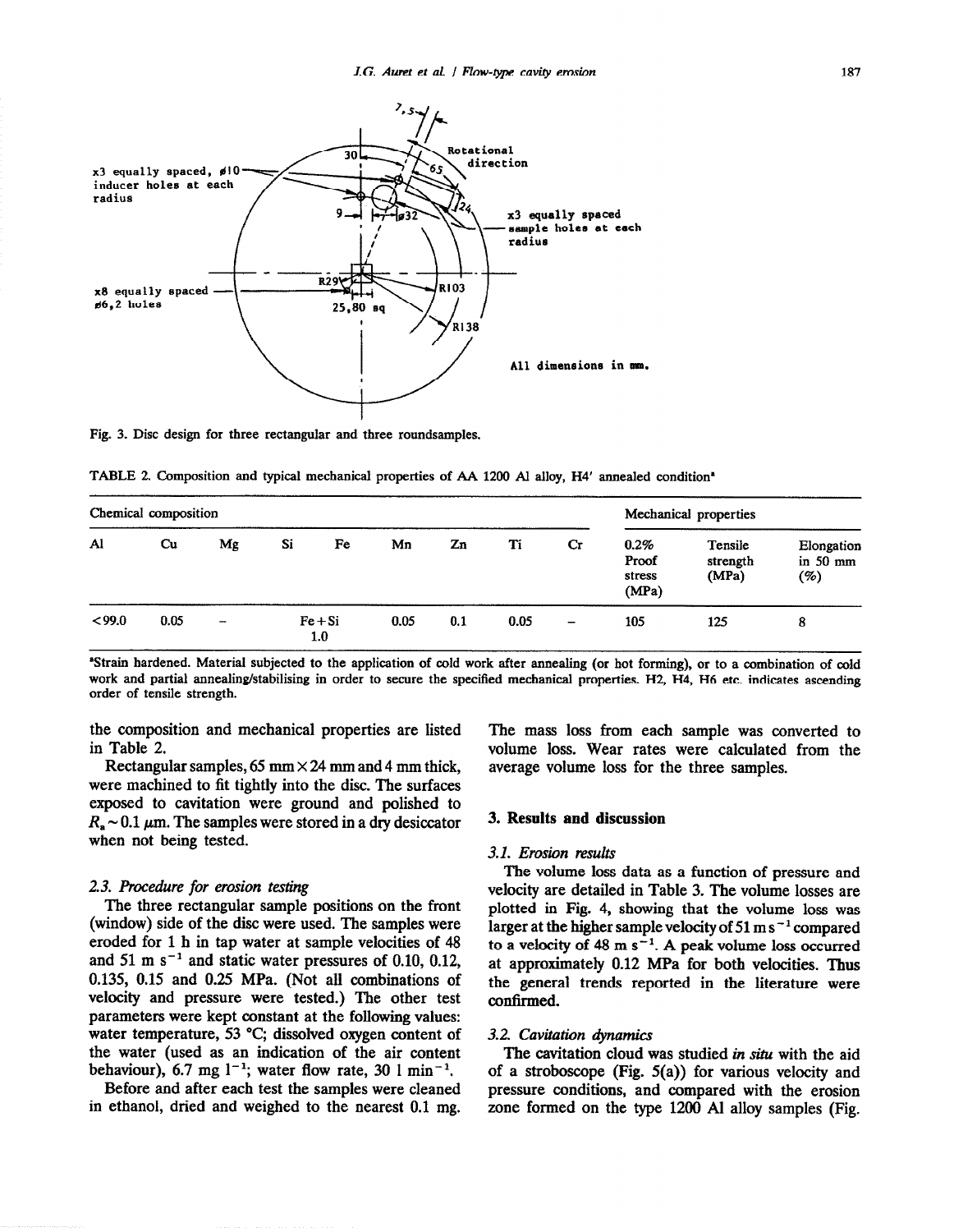Fig. 3. Disc design for three rectangular and three roundsamples.

TABLE 2. Composition and typical mechanical properties of AA 1200 Al alloy, H4' annealed condition[a]

| Chemical composition | | | | | | | | | Mechanical properties | | |
|---|---|---|---|---|---|---|---|---|---|---|---|
| Al | Cu | Mg | Si | Fe | Mn | Zn | Ti | Cr | 0.2% Proof stress (MPa) | Tensile strength (MPa) | Elongation in 50 mm (%) |
| <99.0 | 0.05 | – | Fe+Si 1.0 | | 0.05 | 0.1 | 0.05 | – | 105 | 125 | 8 |

[a]Strain hardened. Material subjected to the application of cold work after annealing (or hot forming), or to a combination of cold work and partial annealing/stabilising in order to secure the specified mechanical properties. H2, H4, H6 etc. indicates ascending order of tensile strength.

the composition and mechanical properties are listed in Table 2.

Rectangular samples, 65 mm × 24 mm and 4 mm thick, were machined to fit tightly into the disc. The surfaces exposed to cavitation were ground and polished to $R_a \sim 0.1$ μm. The samples were stored in a dry desiccator when not being tested.

### 2.3. Procedure for erosion testing

The three rectangular sample positions on the front (window) side of the disc were used. The samples were eroded for 1 h in tap water at sample velocities of 48 and 51 m $s^{-1}$ and static water pressures of 0.10, 0.12, 0.135, 0.15 and 0.25 MPa. (Not all combinations of velocity and pressure were tested.) The other test parameters were kept constant at the following values: water temperature, 53 °C; dissolved oxygen content of the water (used as an indication of the air content behaviour), 6.7 mg $l^{-1}$; water flow rate, 30 l $min^{-1}$.

Before and after each test the samples were cleaned in ethanol, dried and weighed to the nearest 0.1 mg. The mass loss from each sample was converted to volume loss. Wear rates were calculated from the average volume loss for the three samples.

## 3. Results and discussion

### 3.1. Erosion results

The volume loss data as a function of pressure and velocity are detailed in Table 3. The volume losses are plotted in Fig. 4, showing that the volume loss was larger at the higher sample velocity of 51 m $s^{-1}$ compared to a velocity of 48 m $s^{-1}$. A peak volume loss occurred at approximately 0.12 MPa for both velocities. Thus the general trends reported in the literature were confirmed.

### 3.2. Cavitation dynamics

The cavitation cloud was studied *in situ* with the aid of a stroboscope (Fig. 5(a)) for various velocity and pressure conditions, and compared with the erosion zone formed on the type 1200 Al alloy samples (Fig.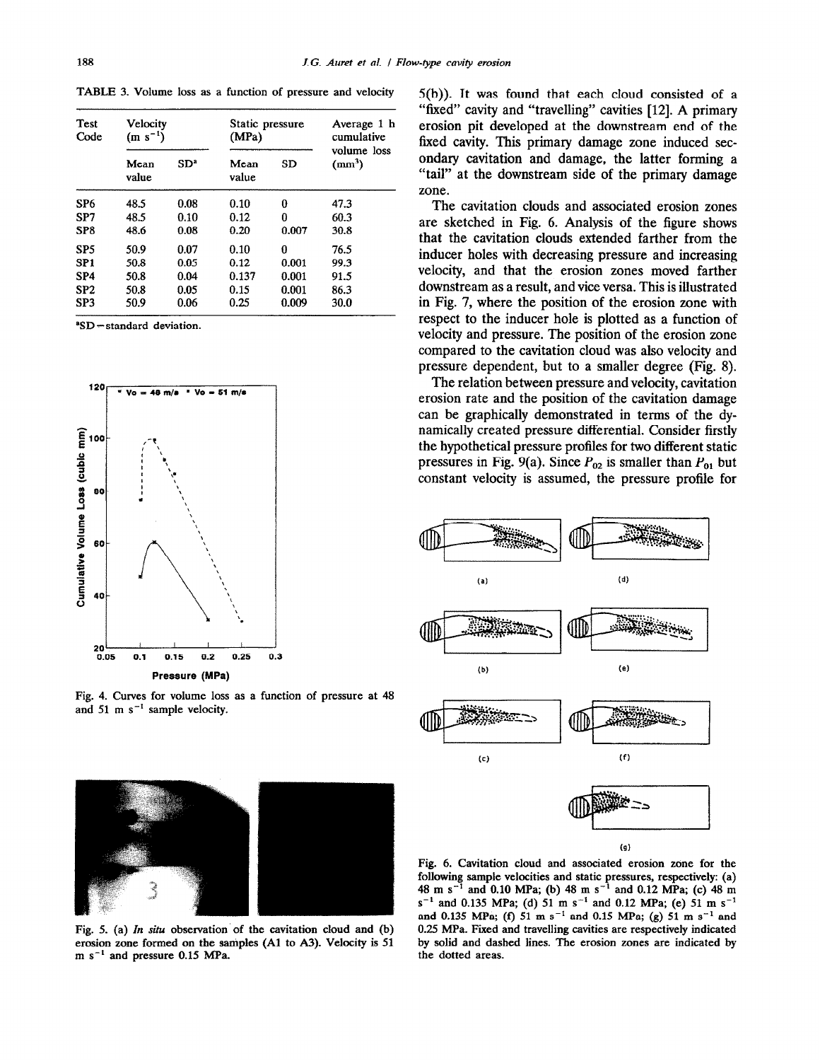TABLE 3. Volume loss as a function of pressure and velocity

| Test Code | Velocity ($m\ s^{-1}$) | | Static pressure (MPa) | | Average 1 h cumulative volume loss ($mm^3$) |
|---|---|---|---|---|---|
| | Mean value | SD[a] | Mean value | SD | |
| SP6 | 48.5 | 0.08 | 0.10 | 0 | 47.3 |
| SP7 | 48.5 | 0.10 | 0.12 | 0 | 60.3 |
| SP8 | 48.6 | 0.08 | 0.20 | 0.007 | 30.8 |
| SP5 | 50.9 | 0.07 | 0.10 | 0 | 76.5 |
| SP1 | 50.8 | 0.05 | 0.12 | 0.001 | 99.3 |
| SP4 | 50.8 | 0.04 | 0.137 | 0.001 | 91.5 |
| SP2 | 50.8 | 0.05 | 0.15 | 0.001 | 86.3 |
| SP3 | 50.9 | 0.06 | 0.25 | 0.009 | 30.0 |

[a]SD—standard deviation.

Fig. 4. Curves for volume loss as a function of pressure at 48 and 51 $m\ s^{-1}$ sample velocity.

Fig. 5. (a) *In situ* observation of the cavitation cloud and (b) erosion zone formed on the samples (A1 to A3). Velocity is 51 $m\ s^{-1}$ and pressure 0.15 MPa.

5(b)). It was found that each cloud consisted of a "fixed" cavity and "travelling" cavities [12]. A primary erosion pit developed at the downstream end of the fixed cavity. This primary damage zone induced secondary cavitation and damage, the latter forming a "tail" at the downstream side of the primary damage zone.

The cavitation clouds and associated erosion zones are sketched in Fig. 6. Analysis of the figure shows that the cavitation clouds extended farther from the inducer holes with decreasing pressure and increasing velocity, and that the erosion zones moved farther downstream as a result, and vice versa. This is illustrated in Fig. 7, where the position of the erosion zone with respect to the inducer hole is plotted as a function of velocity and pressure. The position of the erosion zone compared to the cavitation cloud was also velocity and pressure dependent, but to a smaller degree (Fig. 8).

The relation between pressure and velocity, cavitation erosion rate and the position of the cavitation damage can be graphically demonstrated in terms of the dynamically created pressure differential. Consider firstly the hypothetical pressure profiles for two different static pressures in Fig. 9(a). Since $P_{02}$ is smaller than $P_{01}$ but constant velocity is assumed, the pressure profile for

Fig. 6. Cavitation cloud and associated erosion zone for the following sample velocities and static pressures, respectively: (a) 48 $m\ s^{-1}$ and 0.10 MPa; (b) 48 $m\ s^{-1}$ and 0.12 MPa; (c) 48 $m\ s^{-1}$ and 0.135 MPa; (d) 51 $m\ s^{-1}$ and 0.12 MPa; (e) 51 $m\ s^{-1}$ and 0.135 MPa; (f) 51 $m\ s^{-1}$ and 0.15 MPa; (g) 51 $m\ s^{-1}$ and 0.25 MPa. Fixed and travelling cavities are respectively indicated by solid and dashed lines. The erosion zones are indicated by the dotted areas.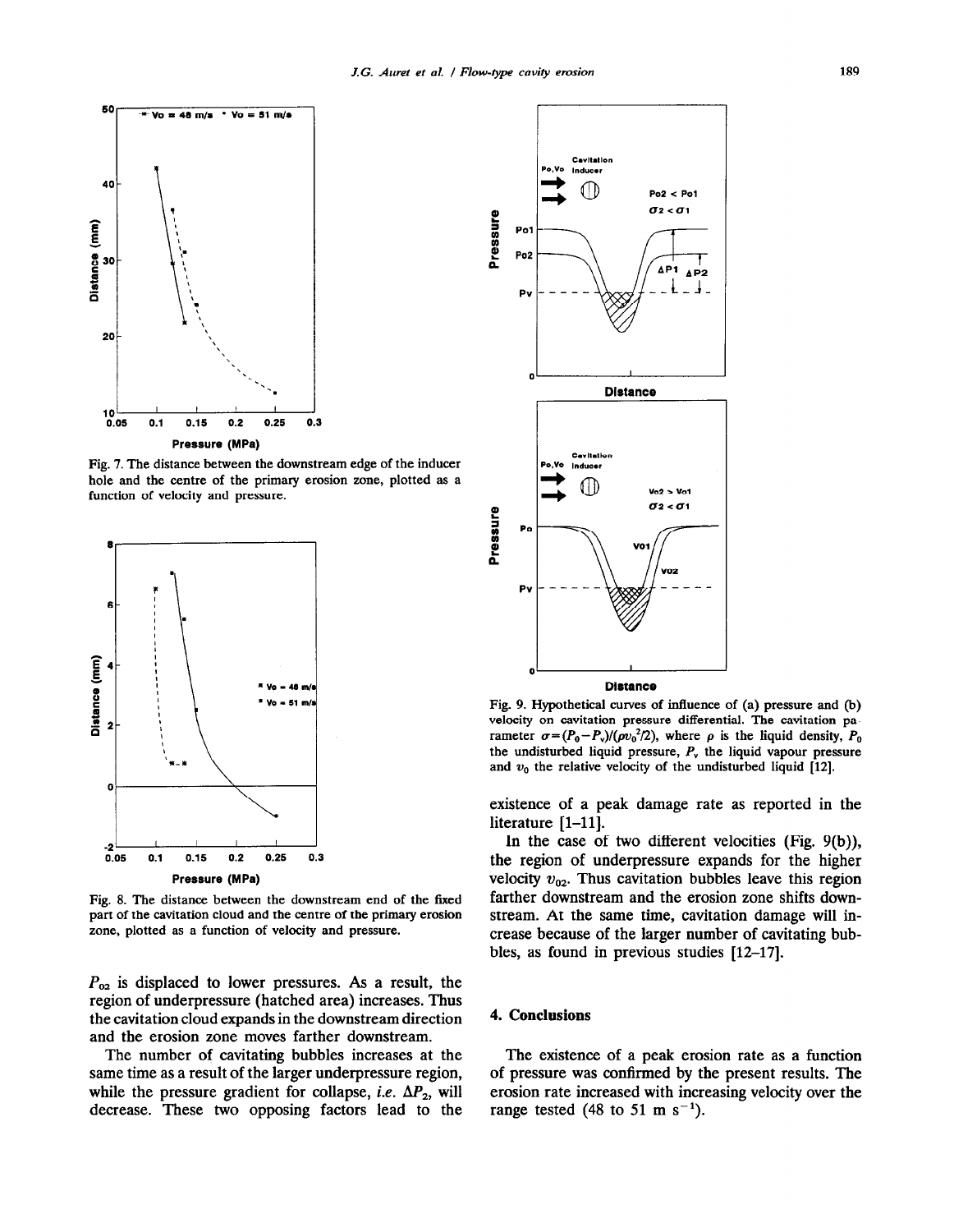Fig. 7. The distance between the downstream edge of the inducer hole and the centre of the primary erosion zone, plotted as a function of velocity and pressure.

Fig. 8. The distance between the downstream end of the fixed part of the cavitation cloud and the centre of the primary erosion zone, plotted as a function of velocity and pressure.

$P_{02}$ is displaced to lower pressures. As a result, the region of underpressure (hatched area) increases. Thus the cavitation cloud expands in the downstream direction and the erosion zone moves farther downstream.

The number of cavitating bubbles increases at the same time as a result of the larger underpressure region, while the pressure gradient for collapse, *i.e.* $\Delta P_2$, will decrease. These two opposing factors lead to the existence of a peak damage rate as reported in the literature [1–11].

In the case of two different velocities (Fig. 9(b)), the region of underpressure expands for the higher velocity $v_{02}$. Thus cavitation bubbles leave this region farther downstream and the erosion zone shifts downstream. At the same time, cavitation damage will increase because of the larger number of cavitating bubbles, as found in previous studies [12–17].

Fig. 9. Hypothetical curves of influence of (a) pressure and (b) velocity on cavitation pressure differential. The cavitation parameter $\sigma=(P_0-P_v)/(\rho v_0^2/2)$, where $\rho$ is the liquid density, $P_0$ the undisturbed liquid pressure, $P_v$ the liquid vapour pressure and $v_0$ the relative velocity of the undisturbed liquid [12].

## 4. Conclusions

The existence of a peak erosion rate as a function of pressure was confirmed by the present results. The erosion rate increased with increasing velocity over the range tested (48 to 51 m s$^{-1}$).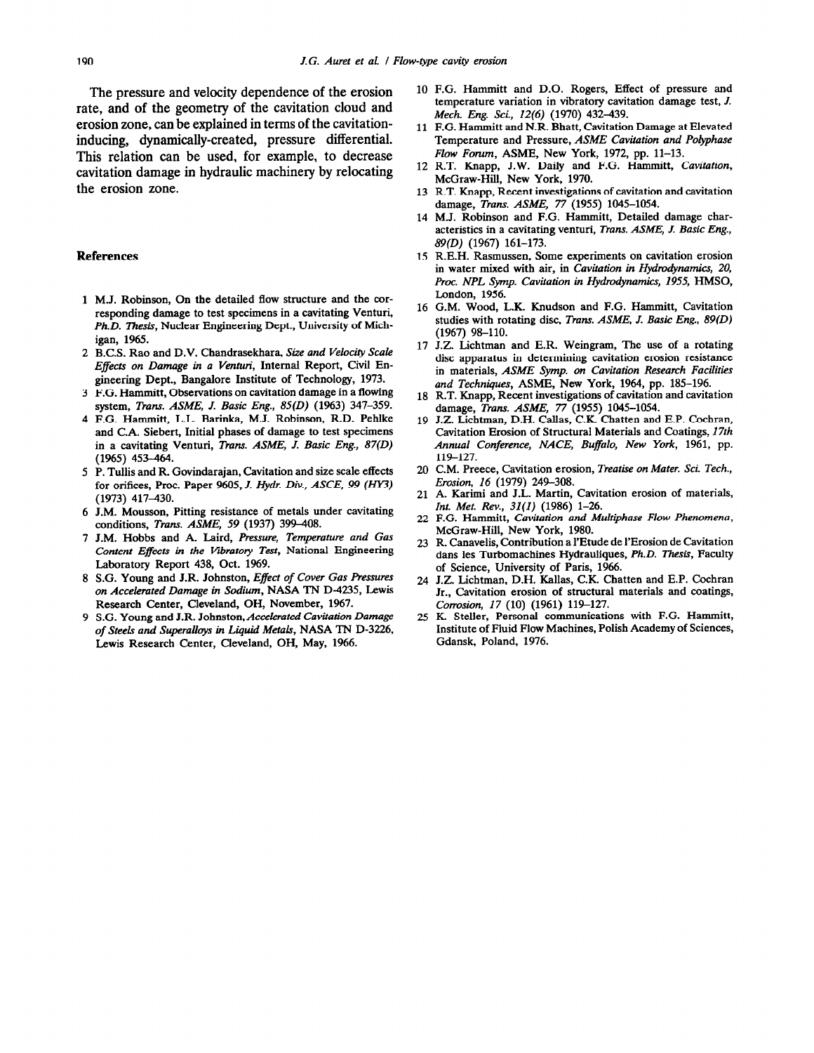The pressure and velocity dependence of the erosion rate, and of the geometry of the cavitation cloud and erosion zone, can be explained in terms of the cavitation-inducing, dynamically-created, pressure differential. This relation can be used, for example, to decrease cavitation damage in hydraulic machinery by relocating the erosion zone.

## References

1. M.J. Robinson, On the detailed flow structure and the corresponding damage to test specimens in a cavitating Venturi, *Ph.D. Thesis*, Nuclear Engineering Dept., University of Michigan, 1965.
2. B.C.S. Rao and D.V. Chandrasekhara, *Size and Velocity Scale Effects on Damage in a Venturi*, Internal Report, Civil Engineering Dept., Bangalore Institute of Technology, 1973.
3. F.G. Hammitt, Observations on cavitation damage in a flowing system, *Trans. ASME, J. Basic Eng., 85(D)* (1963) 347–359.
4. F.G. Hammitt, L.L. Barinka, M.J. Robinson, R.D. Pehlke and C.A. Siebert, Initial phases of damage to test specimens in a cavitating Venturi, *Trans. ASME, J. Basic Eng., 87(D)* (1965) 453–464.
5. P. Tullis and R. Govindarajan, Cavitation and size scale effects for orifices, Proc. Paper 9605, *J. Hydr. Div., ASCE, 99 (HY3)* (1973) 417–430.
6. J.M. Mousson, Pitting resistance of metals under cavitating conditions, *Trans. ASME, 59* (1937) 399–408.
7. J.M. Hobbs and A. Laird, *Pressure, Temperature and Gas Content Effects in the Vibratory Test*, National Engineering Laboratory Report 438, Oct. 1969.
8. S.G. Young and J.R. Johnston, *Effect of Cover Gas Pressures on Accelerated Damage in Sodium*, NASA TN D-4235, Lewis Research Center, Cleveland, OH, November, 1967.
9. S.G. Young and J.R. Johnston, *Accelerated Cavitation Damage of Steels and Superalloys in Liquid Metals*, NASA TN D-3226, Lewis Research Center, Cleveland, OH, May, 1966.
10. F.G. Hammitt and D.O. Rogers, Effect of pressure and temperature variation in vibratory cavitation damage test, *J. Mech. Eng. Sci., 12(6)* (1970) 432–439.
11. F.G. Hammitt and N.R. Bhatt, Cavitation Damage at Elevated Temperature and Pressure, *ASME Cavitation and Polyphase Flow Forum*, ASME, New York, 1972, pp. 11–13.
12. R.T. Knapp, J.W. Daily and F.G. Hammitt, *Cavitation*, McGraw-Hill, New York, 1970.
13. R.T. Knapp, Recent investigations of cavitation and cavitation damage, *Trans. ASME, 77* (1955) 1045–1054.
14. M.J. Robinson and F.G. Hammitt, Detailed damage characteristics in a cavitating venturi, *Trans. ASME, J. Basic Eng., 89(D)* (1967) 161–173.
15. R.E.H. Rasmussen, Some experiments on cavitation erosion in water mixed with air, in *Cavitation in Hydrodynamics, 20, Proc. NPL Symp. Cavitation in Hydrodynamics, 1955*, HMSO, London, 1956.
16. G.M. Wood, L.K. Knudson and F.G. Hammitt, Cavitation studies with rotating disc, *Trans. ASME, J. Basic Eng., 89(D)* (1967) 98–110.
17. J.Z. Lichtman and E.R. Weingram, The use of a rotating disc apparatus in determining cavitation erosion resistance in materials, *ASME Symp. on Cavitation Research Facilities and Techniques*, ASME, New York, 1964, pp. 185–196.
18. R.T. Knapp, Recent investigations of cavitation and cavitation damage, *Trans. ASME, 77* (1955) 1045–1054.
19. J.Z. Lichtman, D.H. Callas, C.K. Chatten and E.P. Cochran, Cavitation Erosion of Structural Materials and Coatings, *17th Annual Conference, NACE, Buffalo, New York*, 1961, pp. 119–127.
20. C.M. Preece, Cavitation erosion, *Treatise on Mater. Sci. Tech., Erosion, 16* (1979) 249–308.
21. A. Karimi and J.L. Martin, Cavitation erosion of materials, *Int. Met. Rev., 31(1)* (1986) 1–26.
22. F.G. Hammitt, *Cavitation and Multiphase Flow Phenomena*, McGraw-Hill, New York, 1980.
23. R. Canavelis, Contribution a l'Etude de l'Erosion de Cavitation dans les Turbomachines Hydrauliques, *Ph.D. Thesis*, Faculty of Science, University of Paris, 1966.
24. J.Z. Lichtman, D.H. Kallas, C.K. Chatten and E.P. Cochran Jr., Cavitation erosion of structural materials and coatings, *Corrosion, 17* (10) (1961) 119–127.
25. K. Steller, Personal communications with F.G. Hammitt, Institute of Fluid Flow Machines, Polish Academy of Sciences, Gdansk, Poland, 1976.